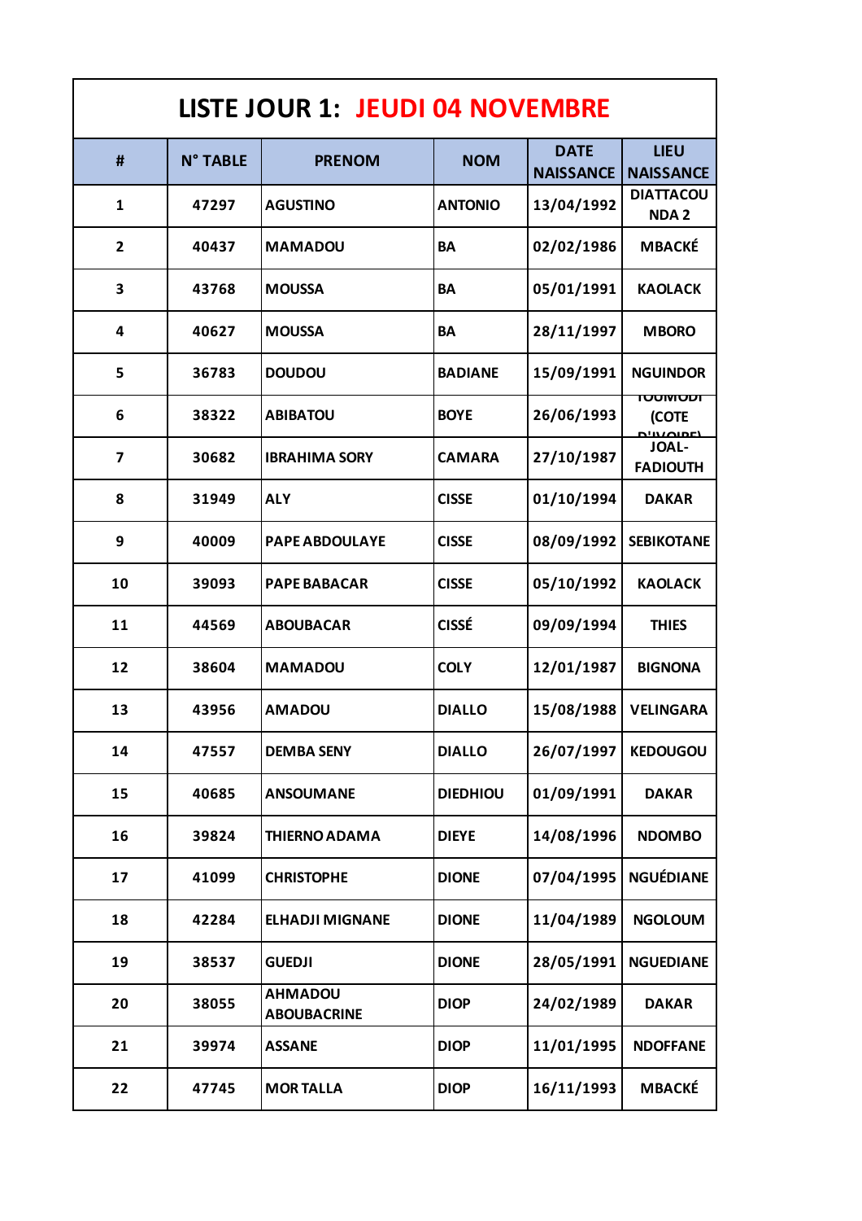# LISTE JOUR 1: JEUDI 04 NOVEMBRE

| # | N° TABLE | PRENOM | NOM | DATE NAISSANCE | LIEU NAISSANCE |
|---|---|---|---|---|---|
| 1 | 47297 | AGUSTINO | ANTONIO | 13/04/1992 | DIATTACOU NDA 2 |
| 2 | 40437 | MAMADOU | BA | 02/02/1986 | MBACKÉ |
| 3 | 43768 | MOUSSA | BA | 05/01/1991 | KAOLACK |
| 4 | 40627 | MOUSSA | BA | 28/11/1997 | MBORO |
| 5 | 36783 | DOUDOU | BADIANE | 15/09/1991 | NGUINDOR |
| 6 | 38322 | ABIBATOU | BOYE | 26/06/1993 | TOUMODI (COTE D'IVOIRE) |
| 7 | 30682 | IBRAHIMA SORY | CAMARA | 27/10/1987 | JOAL-FADIOUTH |
| 8 | 31949 | ALY | CISSE | 01/10/1994 | DAKAR |
| 9 | 40009 | PAPE ABDOULAYE | CISSE | 08/09/1992 | SEBIKOTANE |
| 10 | 39093 | PAPE BABACAR | CISSE | 05/10/1992 | KAOLACK |
| 11 | 44569 | ABOUBACAR | CISSÉ | 09/09/1994 | THIES |
| 12 | 38604 | MAMADOU | COLY | 12/01/1987 | BIGNONA |
| 13 | 43956 | AMADOU | DIALLO | 15/08/1988 | VELINGARA |
| 14 | 47557 | DEMBA SENY | DIALLO | 26/07/1997 | KEDOUGOU |
| 15 | 40685 | ANSOUMANE | DIEDHIOU | 01/09/1991 | DAKAR |
| 16 | 39824 | THIERNO ADAMA | DIEYE | 14/08/1996 | NDOMBO |
| 17 | 41099 | CHRISTOPHE | DIONE | 07/04/1995 | NGUÉDIANE |
| 18 | 42284 | ELHADJI MIGNANE | DIONE | 11/04/1989 | NGOLOUM |
| 19 | 38537 | GUEDJI | DIONE | 28/05/1991 | NGUEDIANE |
| 20 | 38055 | AHMADOU ABOUBACRINE | DIOP | 24/02/1989 | DAKAR |
| 21 | 39974 | ASSANE | DIOP | 11/01/1995 | NDOFFANE |
| 22 | 47745 | MOR TALLA | DIOP | 16/11/1993 | MBACKÉ |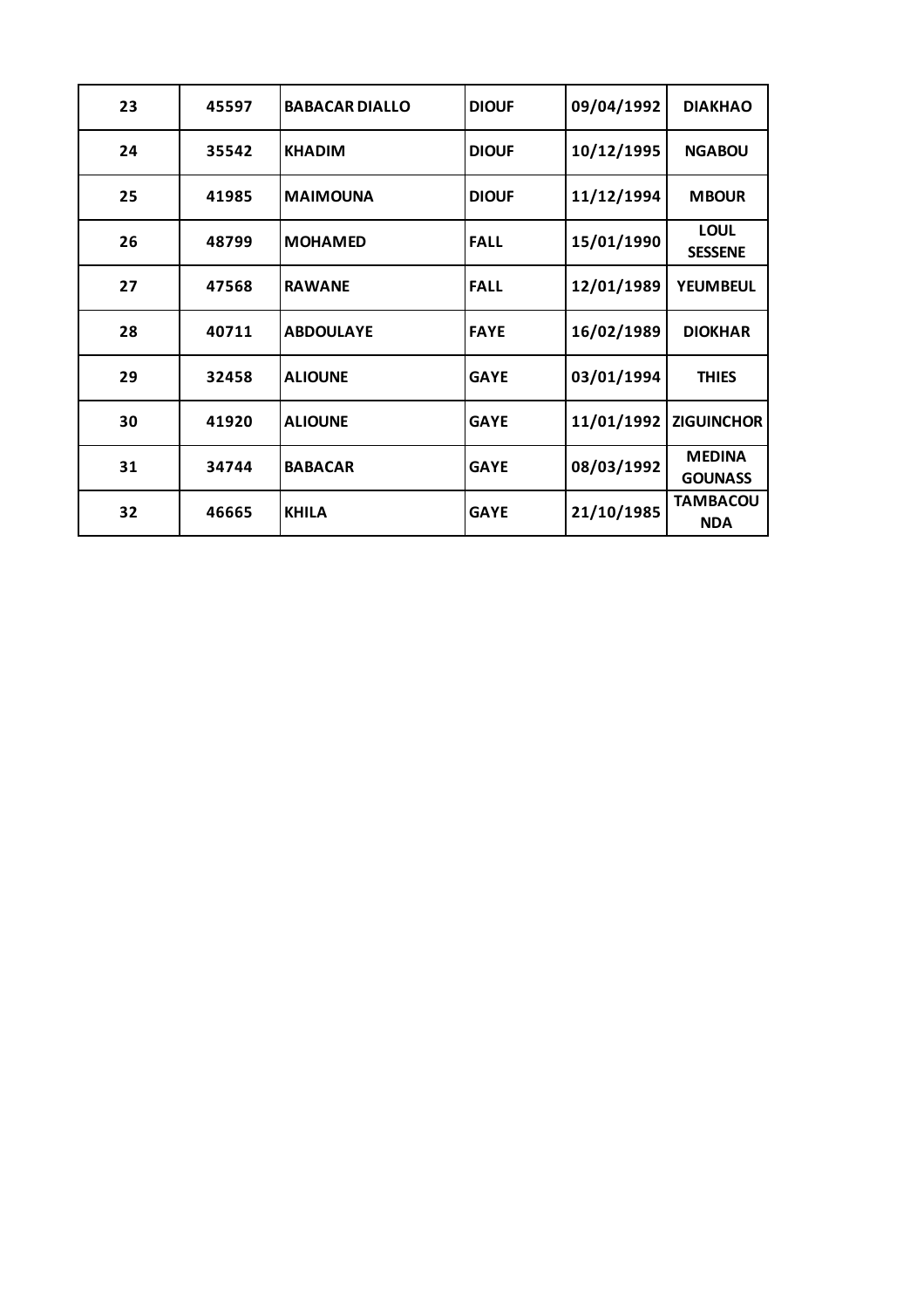| | | | | | |
|---|---|---|---|---|---|
| **23** | **45597** | **BABACAR DIALLO** | **DIOUF** | **09/04/1992** | **DIAKHAO** |
| **24** | **35542** | **KHADIM** | **DIOUF** | **10/12/1995** | **NGABOU** |
| **25** | **41985** | **MAIMOUNA** | **DIOUF** | **11/12/1994** | **MBOUR** |
| **26** | **48799** | **MOHAMED** | **FALL** | **15/01/1990** | **LOUL SESSENE** |
| **27** | **47568** | **RAWANE** | **FALL** | **12/01/1989** | **YEUMBEUL** |
| **28** | **40711** | **ABDOULAYE** | **FAYE** | **16/02/1989** | **DIOKHAR** |
| **29** | **32458** | **ALIOUNE** | **GAYE** | **03/01/1994** | **THIES** |
| **30** | **41920** | **ALIOUNE** | **GAYE** | **11/01/1992** | **ZIGUINCHOR** |
| **31** | **34744** | **BABACAR** | **GAYE** | **08/03/1992** | **MEDINA GOUNASS** |
| **32** | **46665** | **KHILA** | **GAYE** | **21/10/1985** | **TAMBACOU NDA** |